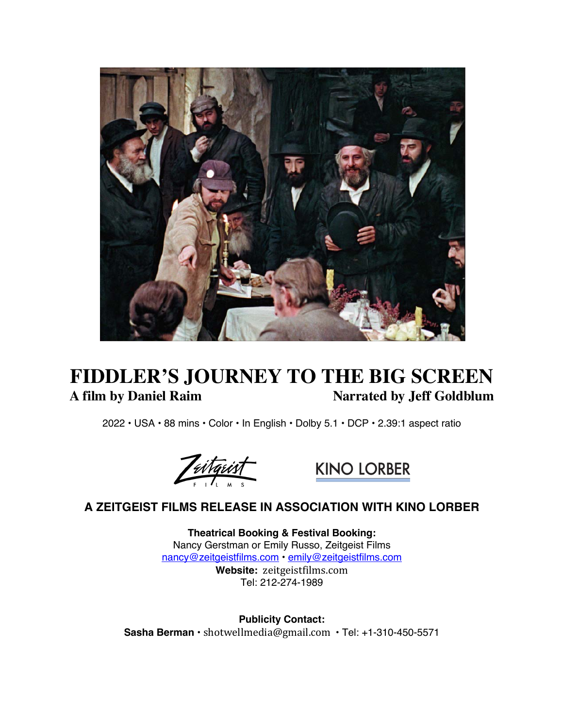# FIDDLER'S JOURNEY TO THE BIG SCREEN

**A film by Daniel Raim** **Narrated by Jeff Goldblum**

2022 • USA • 88 mins • Color • In English • Dolby 5.1 • DCP • 2.39:1 aspect ratio

Zeitgeist FILMS KINO LORBER

**A ZEITGEIST FILMS RELEASE IN ASSOCIATION WITH KINO LORBER**

**Theatrical Booking & Festival Booking:**
Nancy Gerstman or Emily Russo, Zeitgeist Films
nancy@zeitgeistfilms.com • emily@zeitgeistfilms.com
**Website:** zeitgeistfilms.com
Tel: 212-274-1989

**Publicity Contact:**
**Sasha Berman** • shotwellmedia@gmail.com • Tel: +1-310-450-5571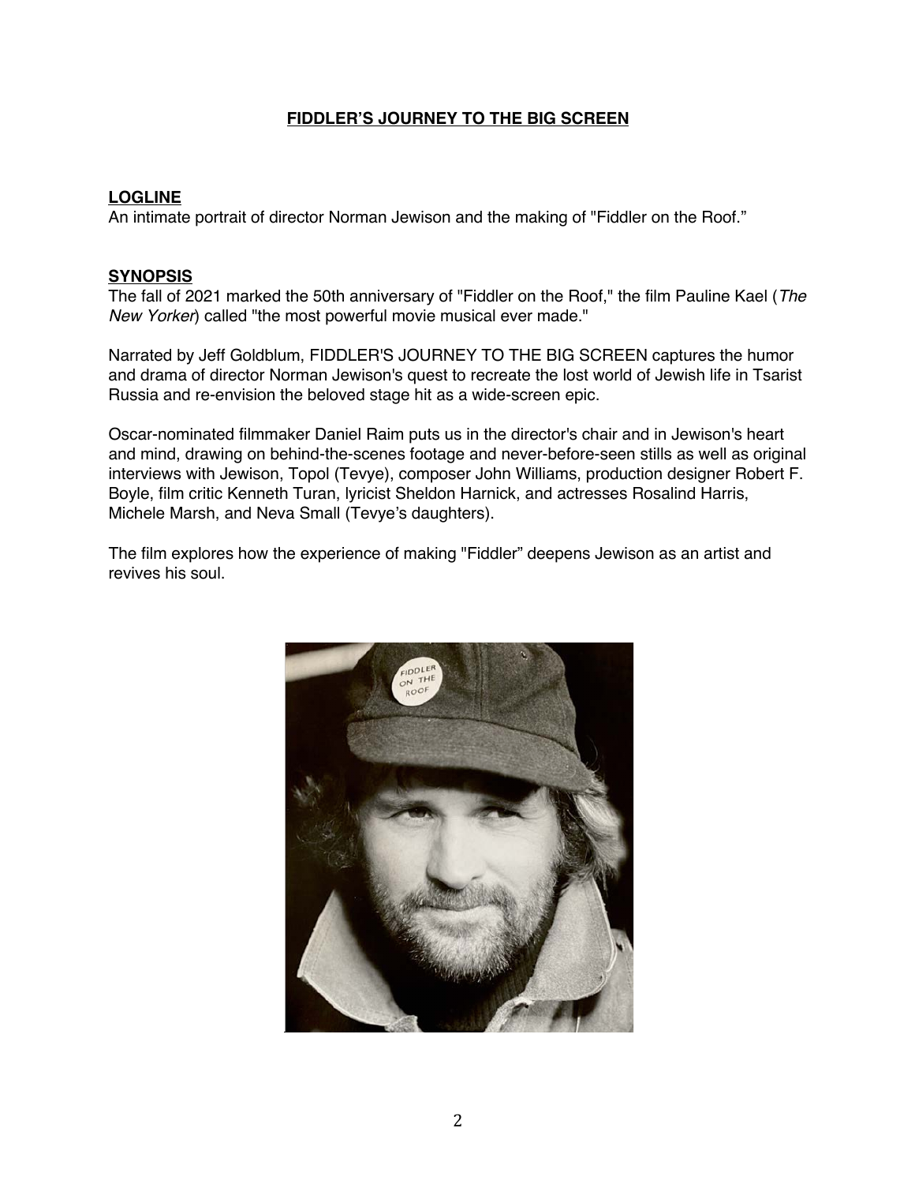# FIDDLER'S JOURNEY TO THE BIG SCREEN

## LOGLINE

An intimate portrait of director Norman Jewison and the making of "Fiddler on the Roof."

## SYNOPSIS

The fall of 2021 marked the 50th anniversary of "Fiddler on the Roof," the film Pauline Kael (*The New Yorker*) called "the most powerful movie musical ever made."

Narrated by Jeff Goldblum, FIDDLER'S JOURNEY TO THE BIG SCREEN captures the humor and drama of director Norman Jewison's quest to recreate the lost world of Jewish life in Tsarist Russia and re-envision the beloved stage hit as a wide-screen epic.

Oscar-nominated filmmaker Daniel Raim puts us in the director's chair and in Jewison's heart and mind, drawing on behind-the-scenes footage and never-before-seen stills as well as original interviews with Jewison, Topol (Tevye), composer John Williams, production designer Robert F. Boyle, film critic Kenneth Turan, lyricist Sheldon Harnick, and actresses Rosalind Harris, Michele Marsh, and Neva Small (Tevye's daughters).

The film explores how the experience of making "Fiddler" deepens Jewison as an artist and revives his soul.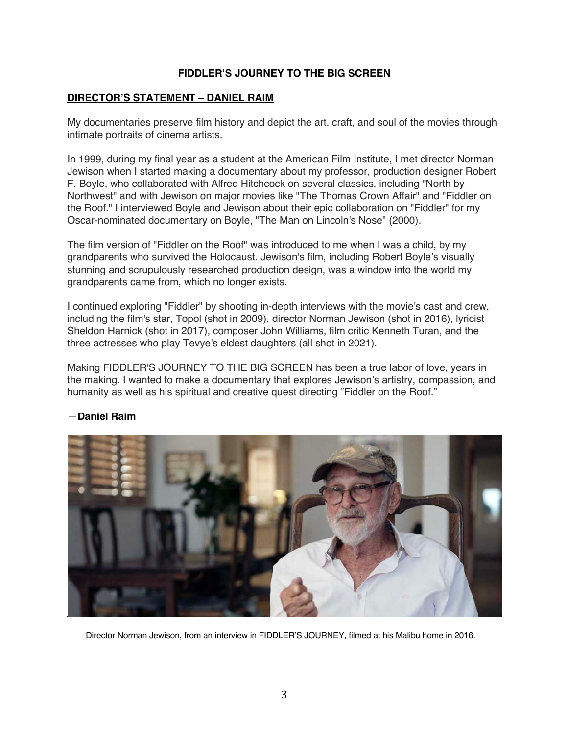## FIDDLER'S JOURNEY TO THE BIG SCREEN

### DIRECTOR'S STATEMENT – DANIEL RAIM

My documentaries preserve film history and depict the art, craft, and soul of the movies through intimate portraits of cinema artists.

In 1999, during my final year as a student at the American Film Institute, I met director Norman Jewison when I started making a documentary about my professor, production designer Robert F. Boyle, who collaborated with Alfred Hitchcock on several classics, including "North by Northwest" and with Jewison on major movies like "The Thomas Crown Affair" and "Fiddler on the Roof." I interviewed Boyle and Jewison about their epic collaboration on "Fiddler" for my Oscar-nominated documentary on Boyle, "The Man on Lincoln's Nose" (2000).

The film version of "Fiddler on the Roof" was introduced to me when I was a child, by my grandparents who survived the Holocaust. Jewison's film, including Robert Boyle's visually stunning and scrupulously researched production design, was a window into the world my grandparents came from, which no longer exists.

I continued exploring "Fiddler" by shooting in-depth interviews with the movie's cast and crew, including the film's star, Topol (shot in 2009), director Norman Jewison (shot in 2016), lyricist Sheldon Harnick (shot in 2017), composer John Williams, film critic Kenneth Turan, and the three actresses who play Tevye's eldest daughters (all shot in 2021).

Making FIDDLER'S JOURNEY TO THE BIG SCREEN has been a true labor of love, years in the making. I wanted to make a documentary that explores Jewison's artistry, compassion, and humanity as well as his spiritual and creative quest directing "Fiddler on the Roof."

—**Daniel Raim**

Director Norman Jewison, from an interview in FIDDLER'S JOURNEY, filmed at his Malibu home in 2016.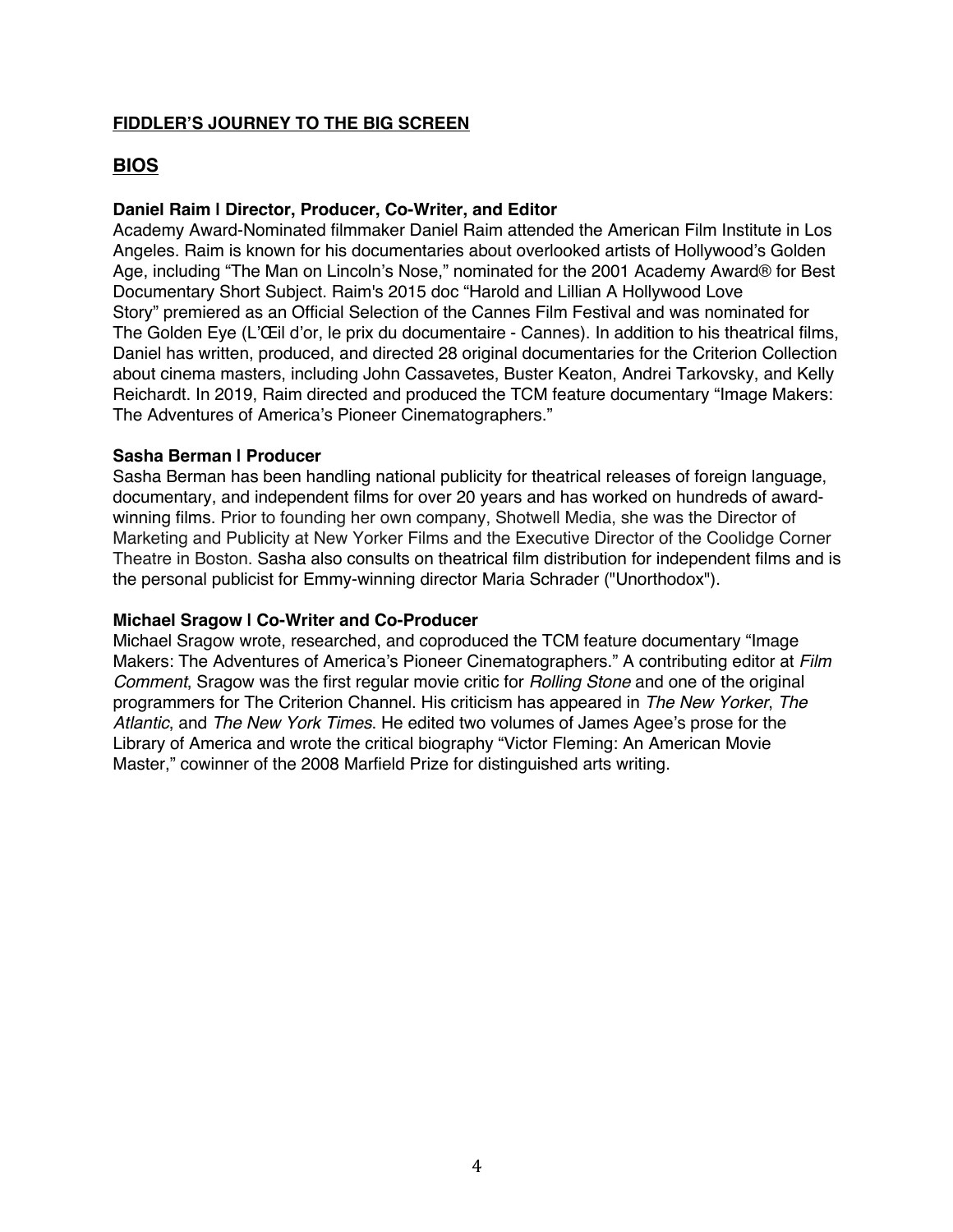**FIDDLER'S JOURNEY TO THE BIG SCREEN**

## BIOS

**Daniel Raim | Director, Producer, Co-Writer, and Editor**

Academy Award-Nominated filmmaker Daniel Raim attended the American Film Institute in Los Angeles. Raim is known for his documentaries about overlooked artists of Hollywood's Golden Age, including "The Man on Lincoln's Nose," nominated for the 2001 Academy Award® for Best Documentary Short Subject. Raim's 2015 doc "Harold and Lillian A Hollywood Love Story" premiered as an Official Selection of the Cannes Film Festival and was nominated for The Golden Eye (L'Œil d'or, le prix du documentaire - Cannes). In addition to his theatrical films, Daniel has written, produced, and directed 28 original documentaries for the Criterion Collection about cinema masters, including John Cassavetes, Buster Keaton, Andrei Tarkovsky, and Kelly Reichardt. In 2019, Raim directed and produced the TCM feature documentary "Image Makers: The Adventures of America's Pioneer Cinematographers."

**Sasha Berman | Producer**

Sasha Berman has been handling national publicity for theatrical releases of foreign language, documentary, and independent films for over 20 years and has worked on hundreds of award-winning films. Prior to founding her own company, Shotwell Media, she was the Director of Marketing and Publicity at New Yorker Films and the Executive Director of the Coolidge Corner Theatre in Boston. Sasha also consults on theatrical film distribution for independent films and is the personal publicist for Emmy-winning director Maria Schrader ("Unorthodox").

**Michael Sragow | Co-Writer and Co-Producer**

Michael Sragow wrote, researched, and coproduced the TCM feature documentary "Image Makers: The Adventures of America's Pioneer Cinematographers." A contributing editor at *Film Comment*, Sragow was the first regular movie critic for *Rolling Stone* and one of the original programmers for The Criterion Channel. His criticism has appeared in *The New Yorker*, *The Atlantic*, and *The New York Times*. He edited two volumes of James Agee's prose for the Library of America and wrote the critical biography "Victor Fleming: An American Movie Master," cowinner of the 2008 Marfield Prize for distinguished arts writing.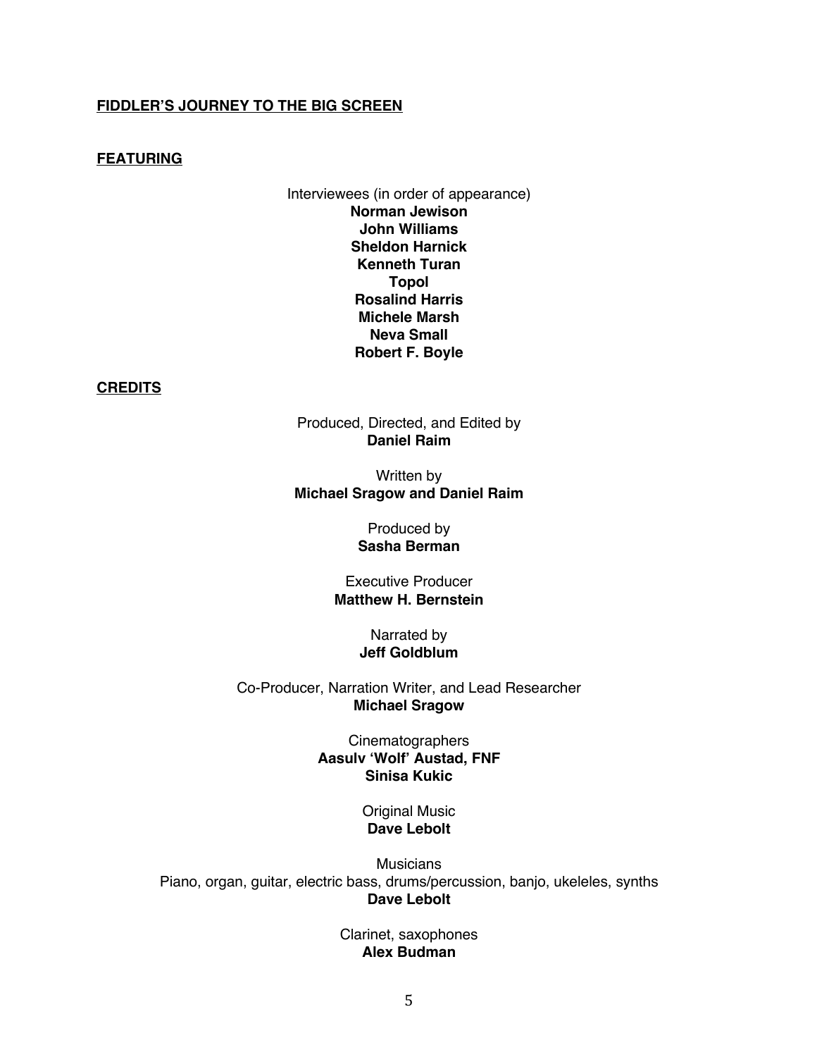**FIDDLER'S JOURNEY TO THE BIG SCREEN**

**FEATURING**

Interviewees (in order of appearance)
**Norman Jewison**
**John Williams**
**Sheldon Harnick**
**Kenneth Turan**
**Topol**
**Rosalind Harris**
**Michele Marsh**
**Neva Small**
**Robert F. Boyle**

**CREDITS**

Produced, Directed, and Edited by
**Daniel Raim**

Written by
**Michael Sragow and Daniel Raim**

Produced by
**Sasha Berman**

Executive Producer
**Matthew H. Bernstein**

Narrated by
**Jeff Goldblum**

Co-Producer, Narration Writer, and Lead Researcher
**Michael Sragow**

Cinematographers
**Aasulv 'Wolf' Austad, FNF**
**Sinisa Kukic**

Original Music
**Dave Lebolt**

Musicians
Piano, organ, guitar, electric bass, drums/percussion, banjo, ukeleles, synths
**Dave Lebolt**

Clarinet, saxophones
**Alex Budman**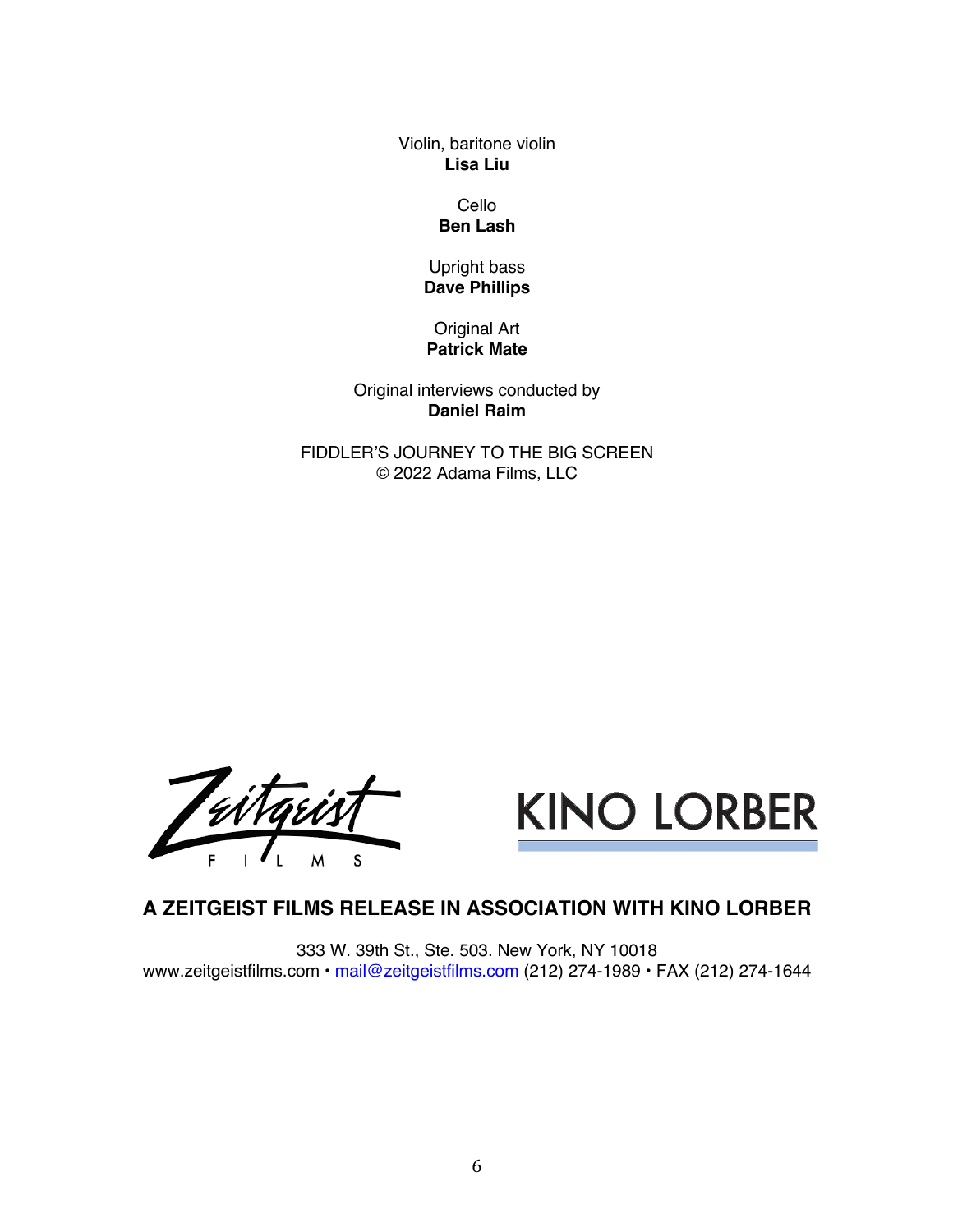Violin, baritone violin
**Lisa Liu**

Cello
**Ben Lash**

Upright bass
**Dave Phillips**

Original Art
**Patrick Mate**

Original interviews conducted by
**Daniel Raim**

FIDDLER'S JOURNEY TO THE BIG SCREEN
© 2022 Adama Films, LLC

Zeitgeist FILMS

KINO LORBER

**A ZEITGEIST FILMS RELEASE IN ASSOCIATION WITH KINO LORBER**

333 W. 39th St., Ste. 503. New York, NY 10018
www.zeitgeistfilms.com • mail@zeitgeistfilms.com (212) 274-1989 • FAX (212) 274-1644